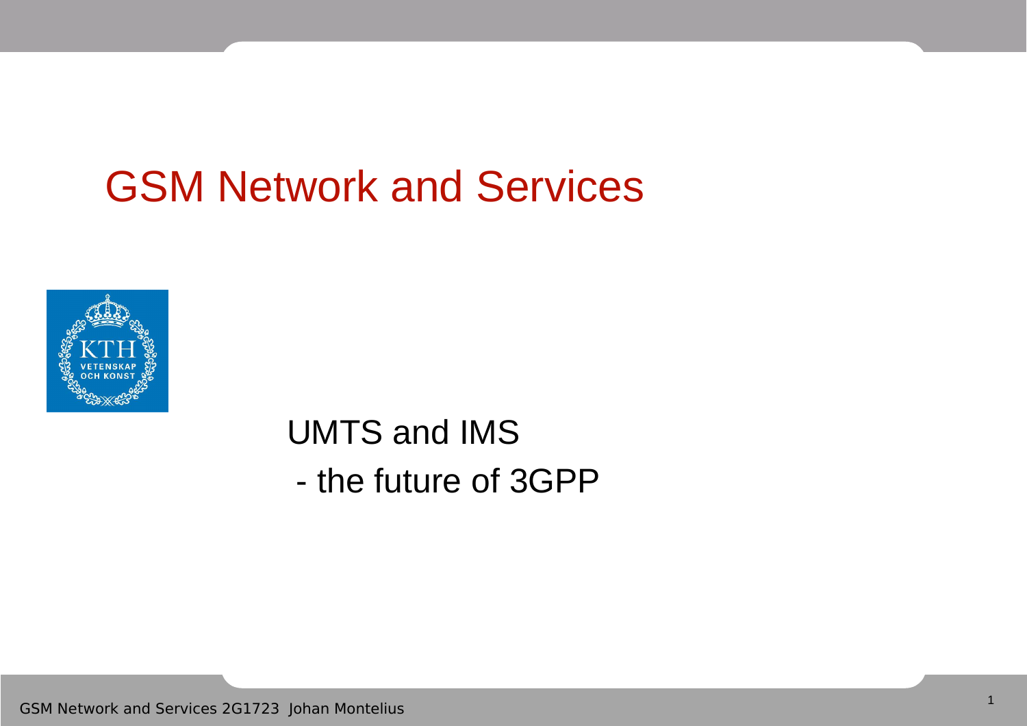# GSM Network and Services

UMTS and IMS

- the future of 3GPP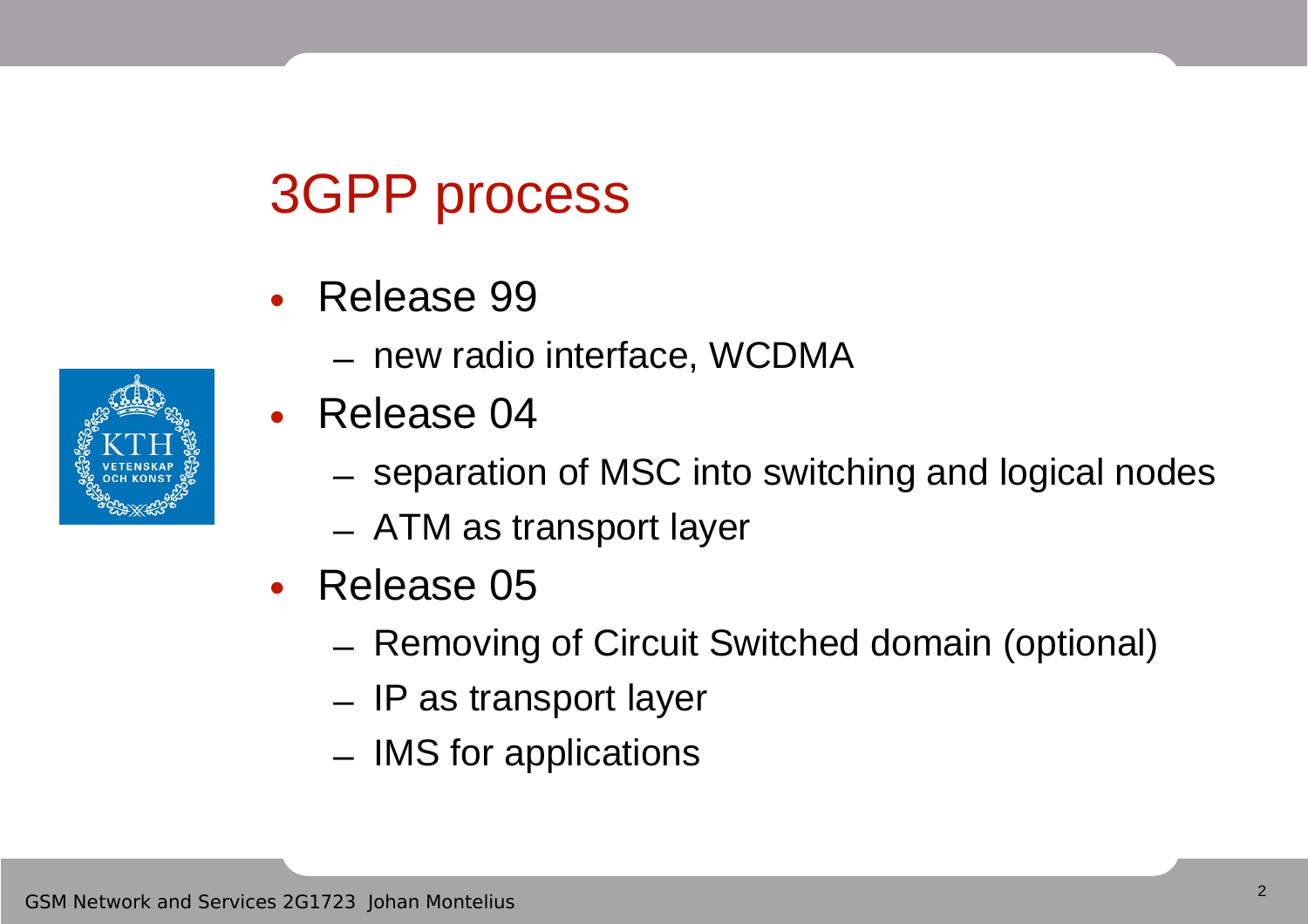# 3GPP process

- Release 99
  - new radio interface, WCDMA
- Release 04
  - separation of MSC into switching and logical nodes
  - ATM as transport layer
- Release 05
  - Removing of Circuit Switched domain (optional)
  - IP as transport layer
  - IMS for applications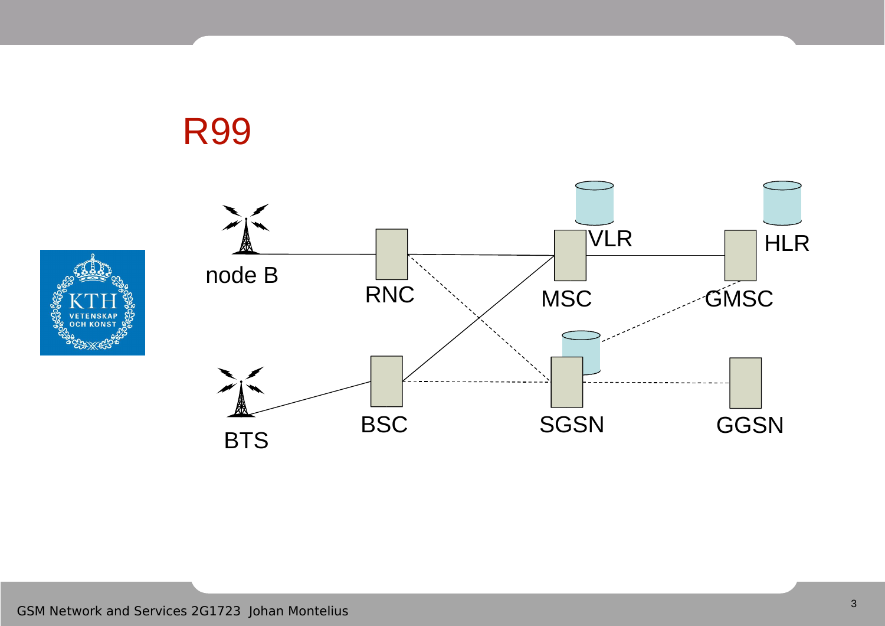# R99

node B

RNC

MSC

VLR

GMSC

HLR

BTS

BSC

SGSN

GGSN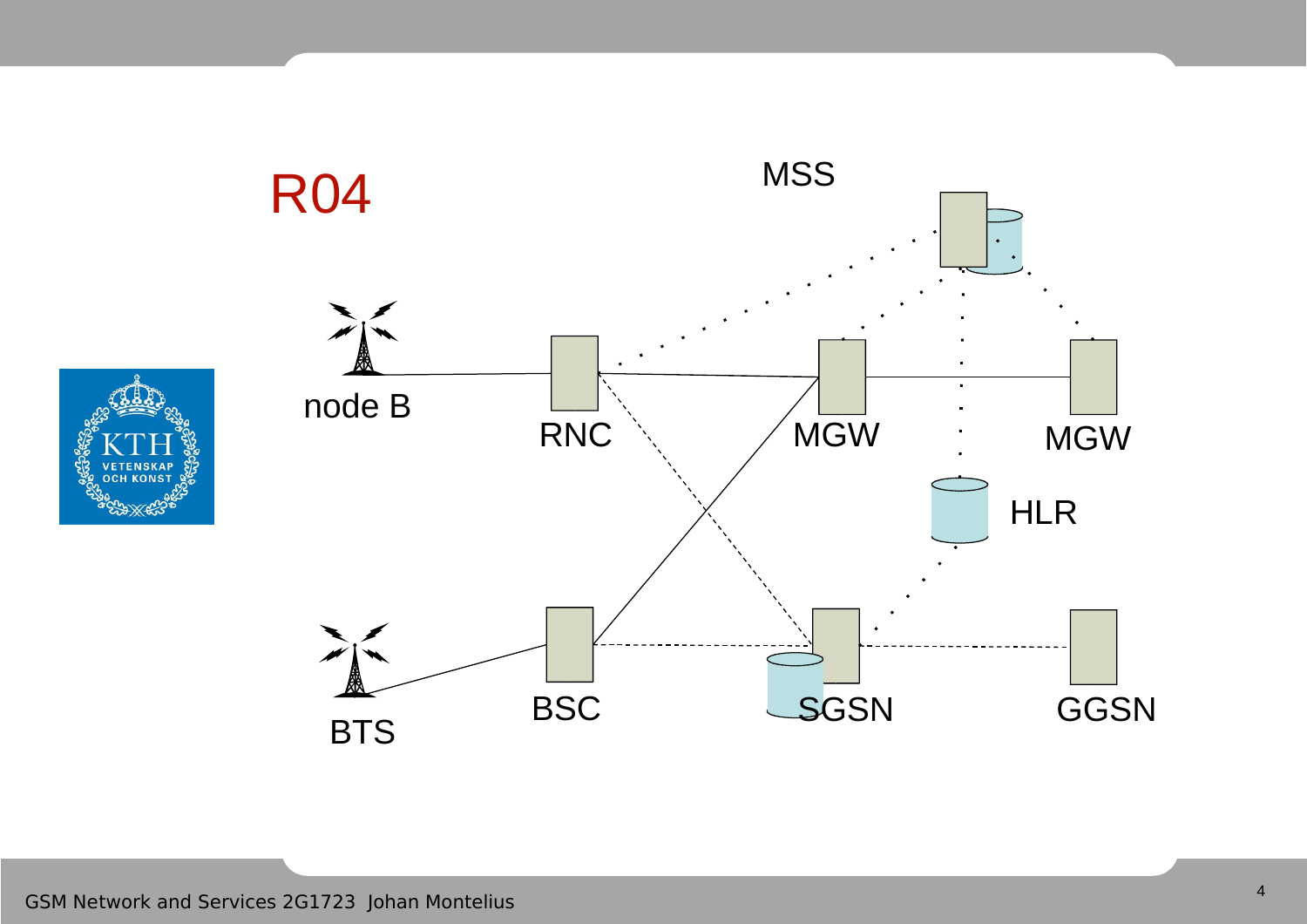# R04

MSS

node B

RNC

MGW

MGW

HLR

BTS

BSC

SGSN

GGSN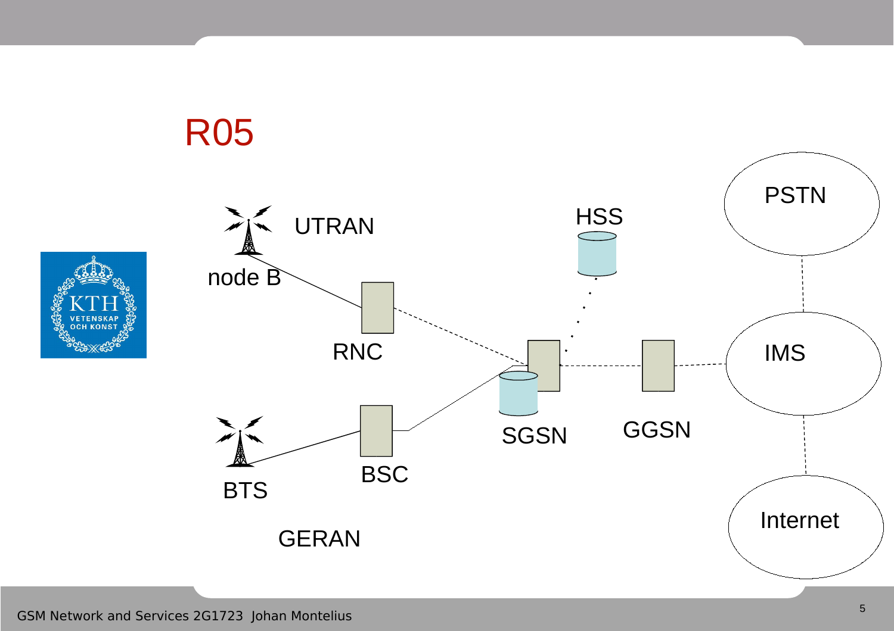# R05

UTRAN

node B

RNC

HSS

PSTN

IMS

SGSN

GGSN

BTS

BSC

GERAN

Internet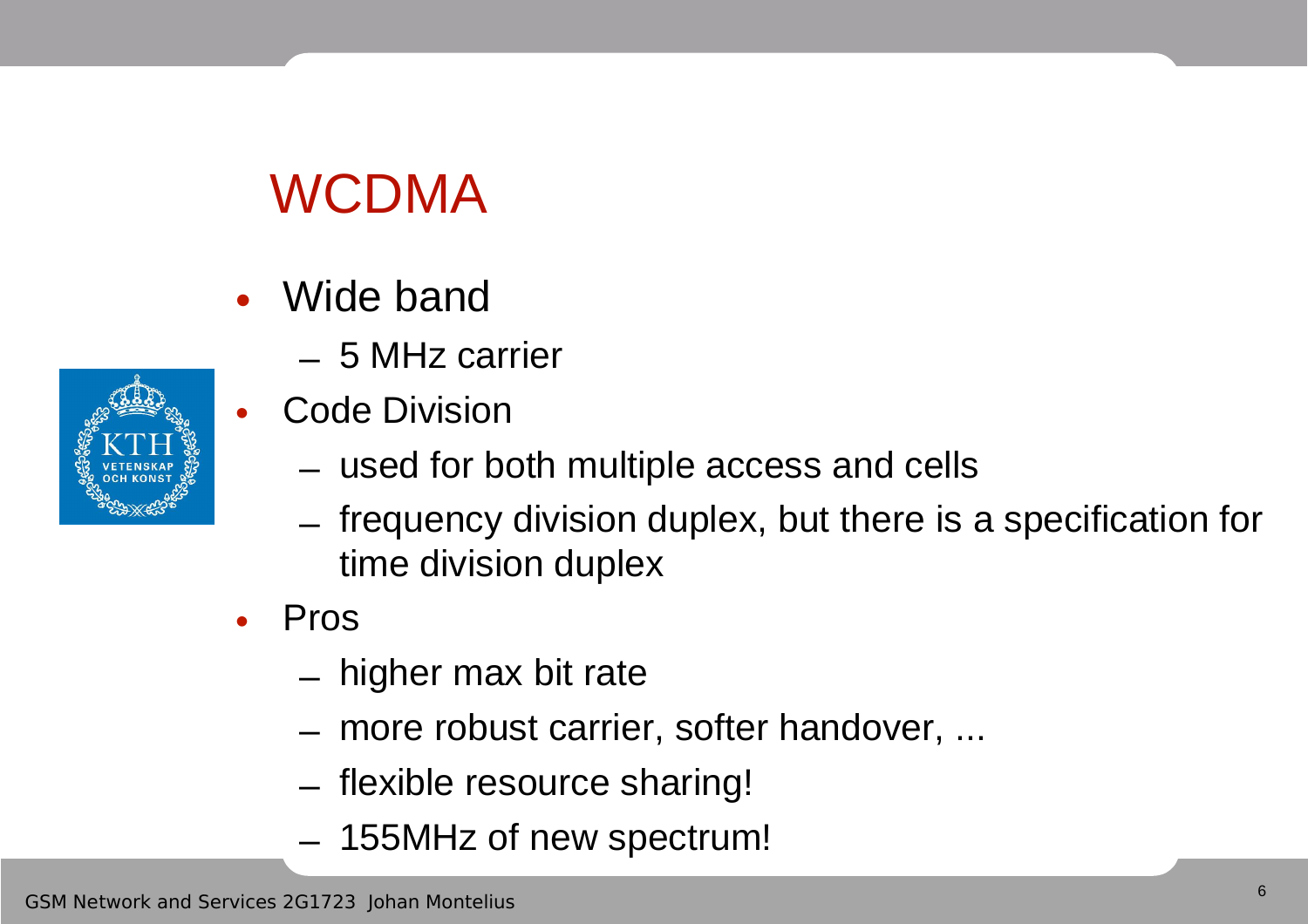# WCDMA

- Wide band
  - 5 MHz carrier
- Code Division
  - used for both multiple access and cells
  - frequency division duplex, but there is a specification for time division duplex
- Pros
  - higher max bit rate
  - more robust carrier, softer handover, ...
  - flexible resource sharing!
  - 155MHz of new spectrum!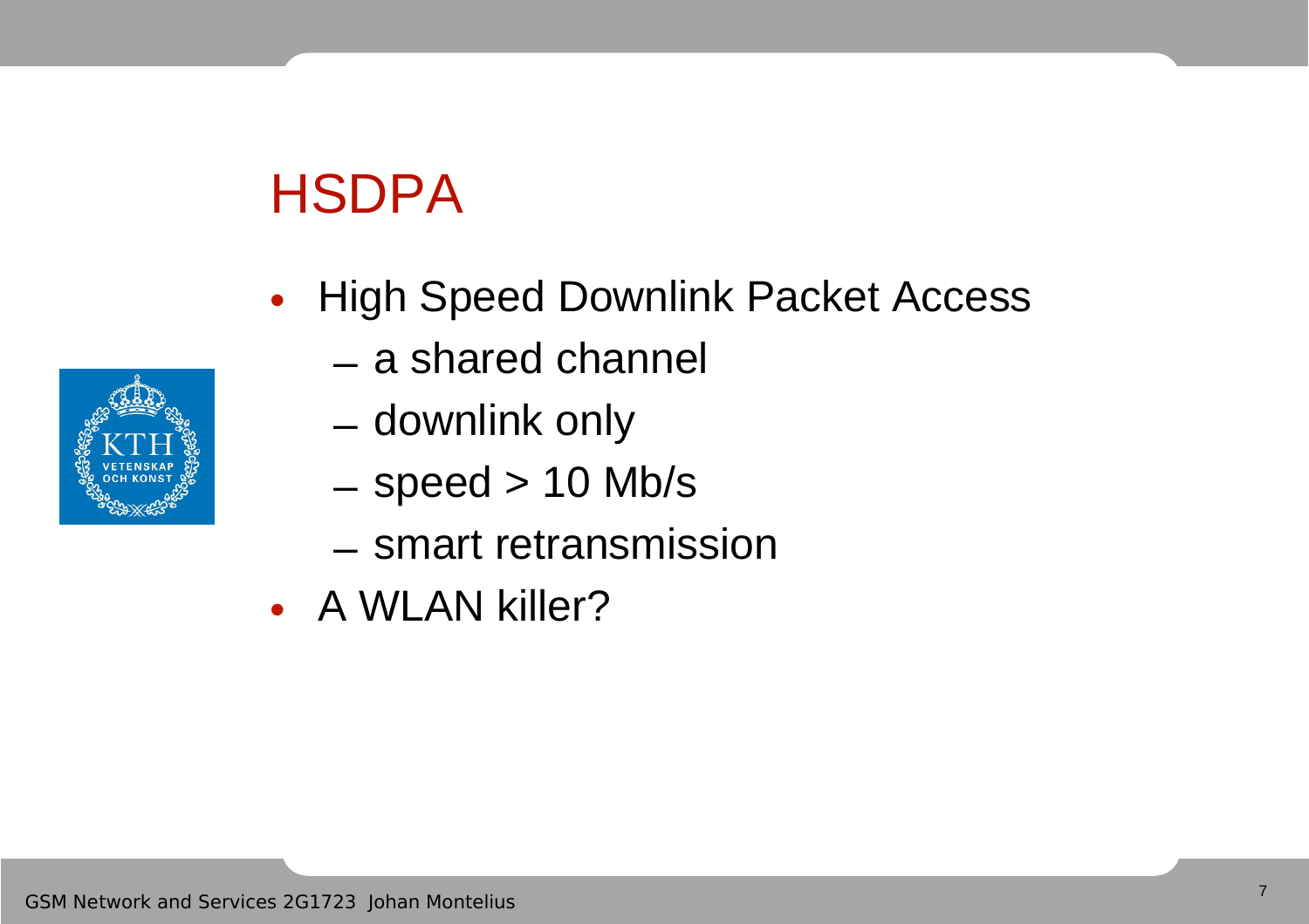# HSDPA

- High Speed Downlink Packet Access
  - a shared channel
  - downlink only
  - speed > 10 Mb/s
  - smart retransmission
- A WLAN killer?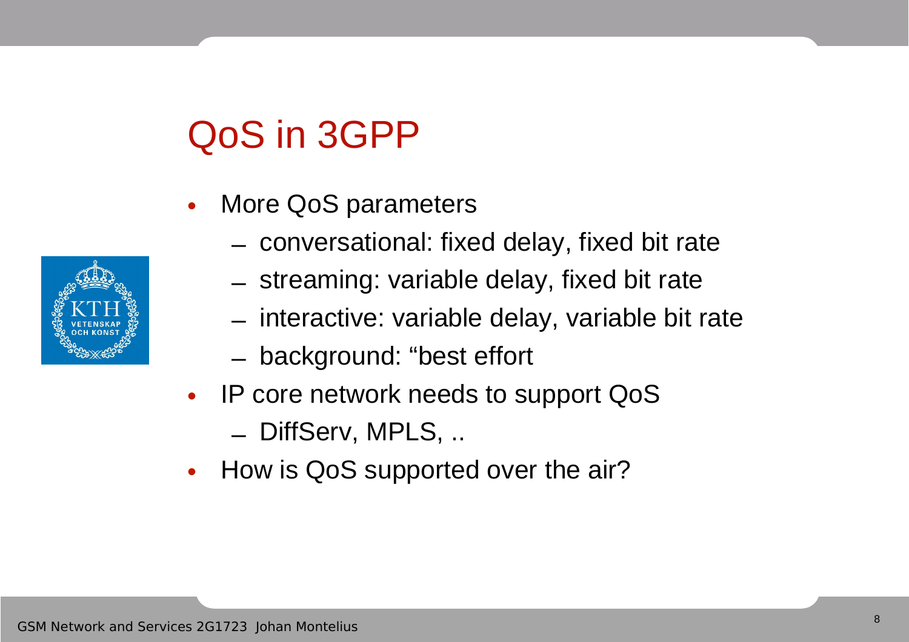# QoS in 3GPP

- More QoS parameters
  - conversational: fixed delay, fixed bit rate
  - streaming: variable delay, fixed bit rate
  - interactive: variable delay, variable bit rate
  - background: “best effort
- IP core network needs to support QoS
  - DiffServ, MPLS, ..
- How is QoS supported over the air?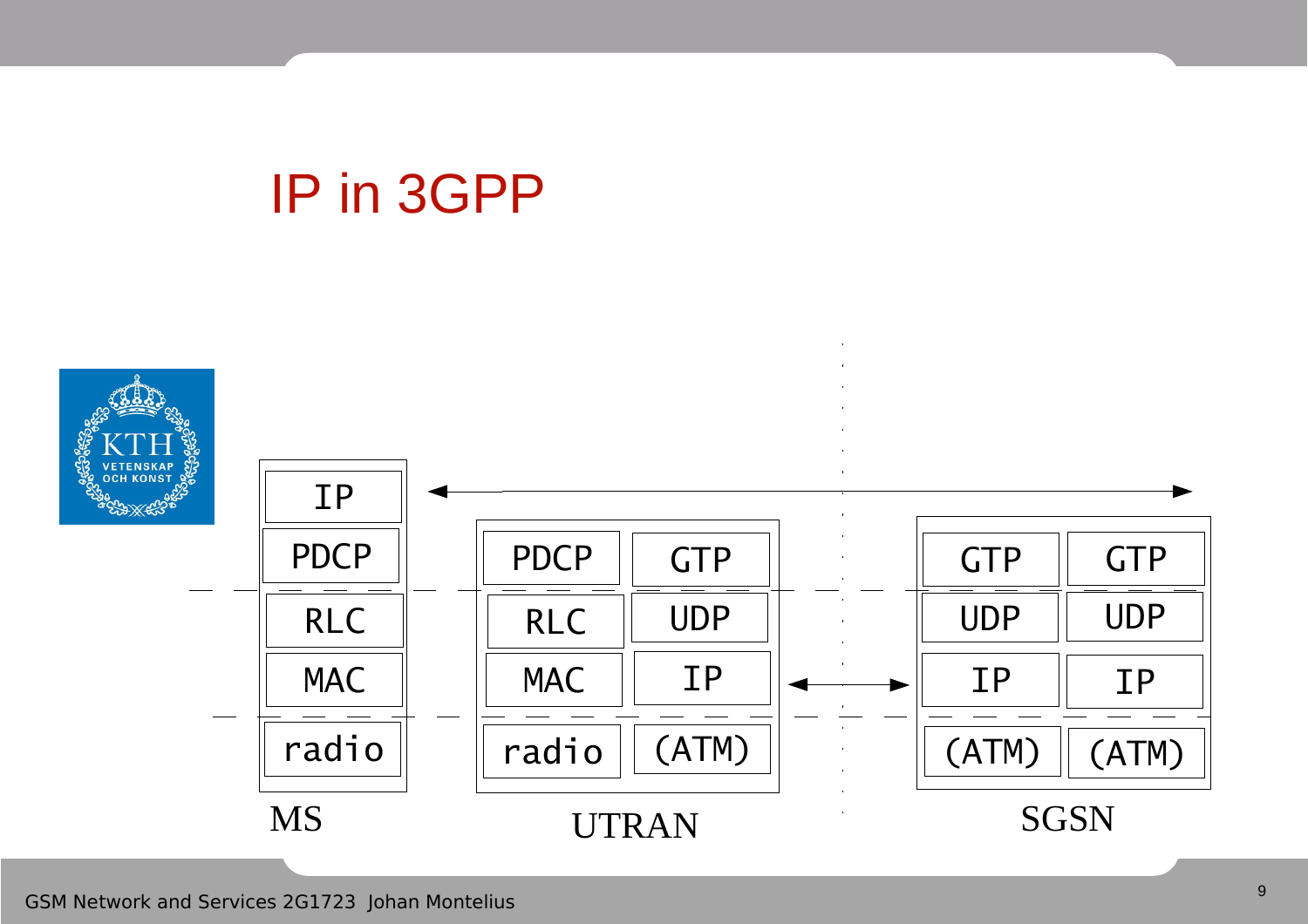# IP in 3GPP

| MS | UTRAN | | SGSN | |
|---|---|---|---|---|
| IP | | | | |
| PDCP | PDCP | GTP | GTP | GTP |
| RLC | RLC | UDP | UDP | UDP |
| MAC | MAC | IP | IP | IP |
| radio | radio | (ATM) | (ATM) | (ATM) |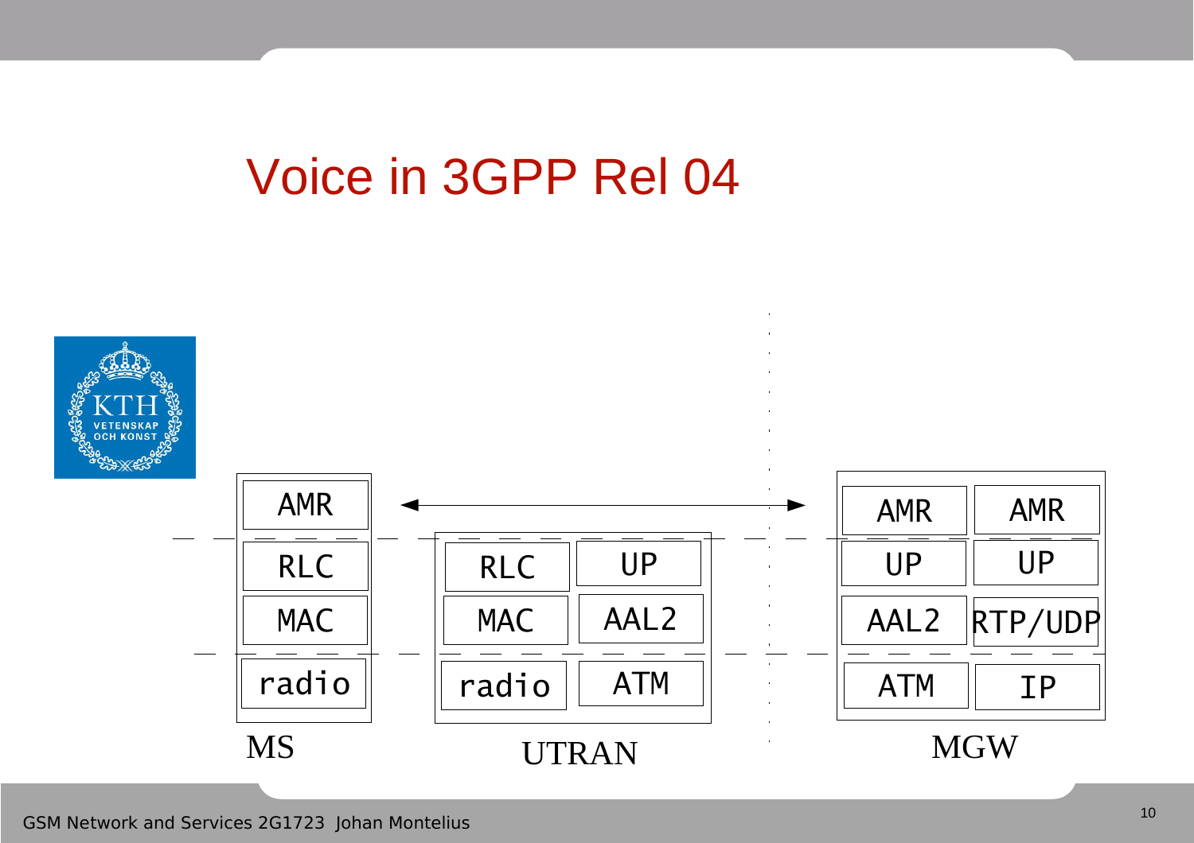# Voice in 3GPP Rel 04

| MS | UTRAN | | MGW | |
|---|---|---|---|---|
| AMR | | | AMR | AMR |
| RLC | RLC | UP | UP | UP |
| MAC | MAC | AAL2 | AAL2 | RTP/UDP |
| radio | radio | ATM | ATM | IP |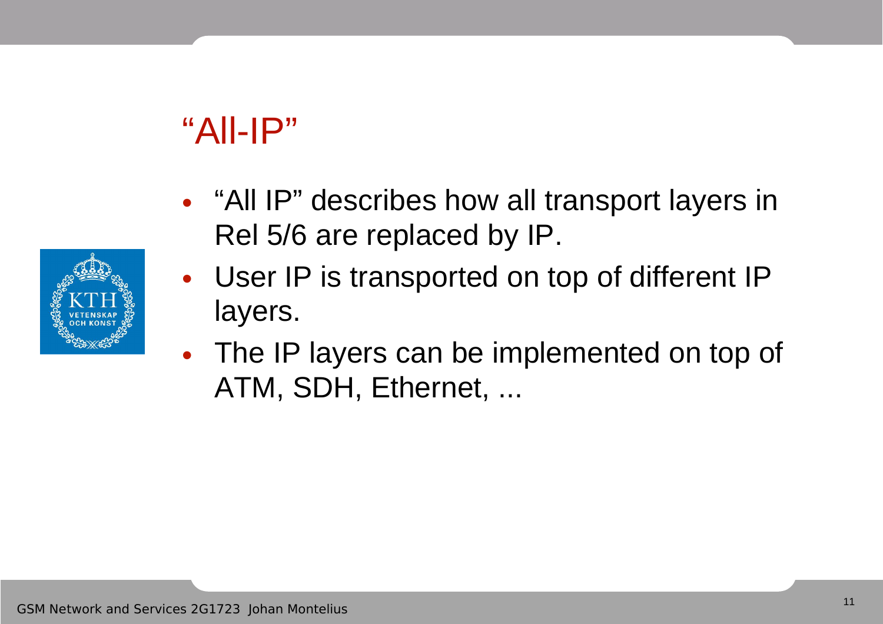# "All-IP"

- "All IP" describes how all transport layers in Rel 5/6 are replaced by IP.
- User IP is transported on top of different IP layers.
- The IP layers can be implemented on top of ATM, SDH, Ethernet, ...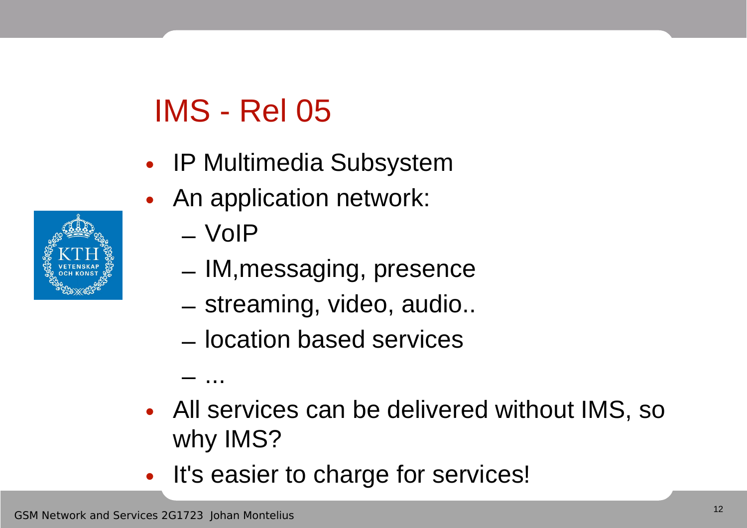# IMS - Rel 05

- IP Multimedia Subsystem
- An application network:
  - VoIP
  - IM,messaging, presence
  - streaming, video, audio..
  - location based services
  - ...
- All services can be delivered without IMS, so why IMS?
- It's easier to charge for services!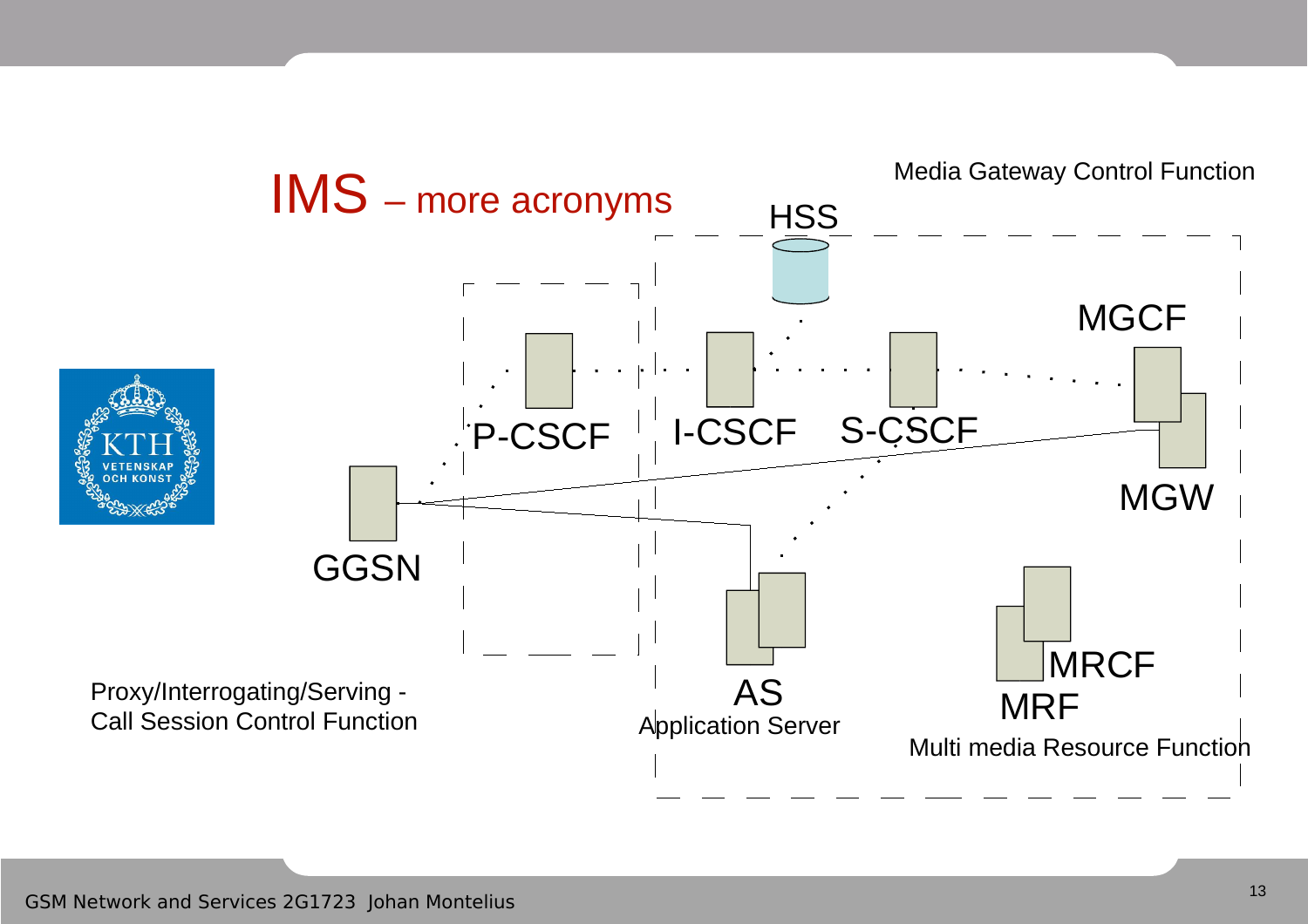# IMS – more acronyms

Media Gateway Control Function

HSS

P-CSCF

I-CSCF

S-CSCF

MGCF

MGW

GGSN

AS

Application Server

MRCF

MRF

Multi media Resource Function

Proxy/Interrogating/Serving - Call Session Control Function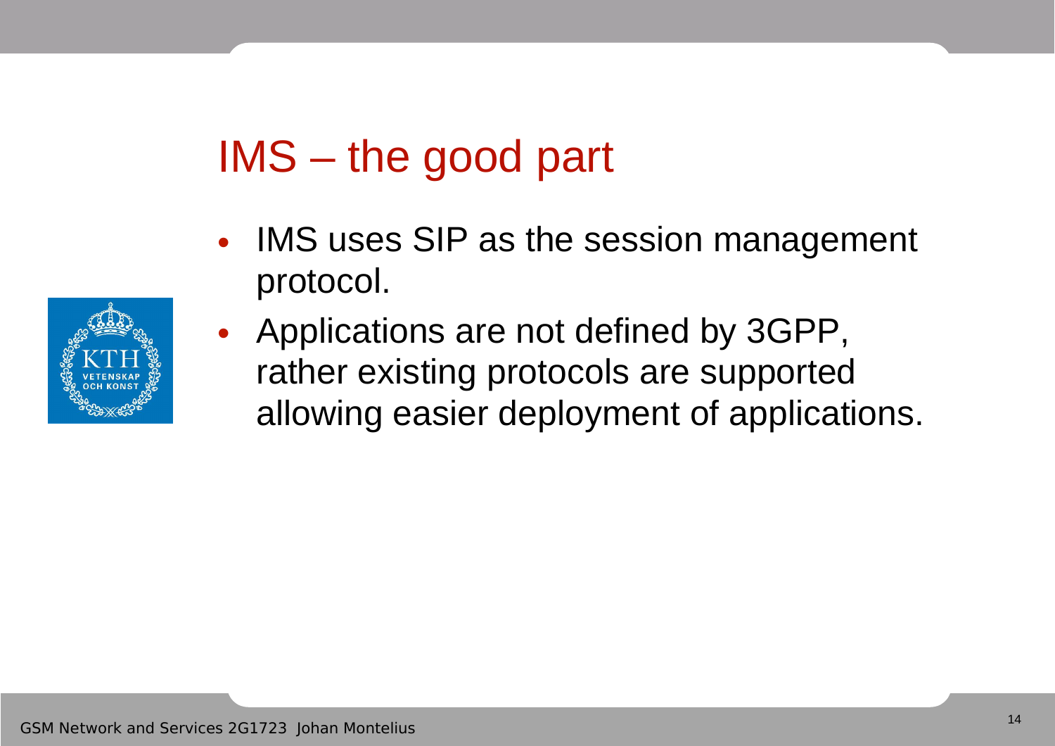# IMS – the good part

- IMS uses SIP as the session management protocol.
- Applications are not defined by 3GPP, rather existing protocols are supported allowing easier deployment of applications.